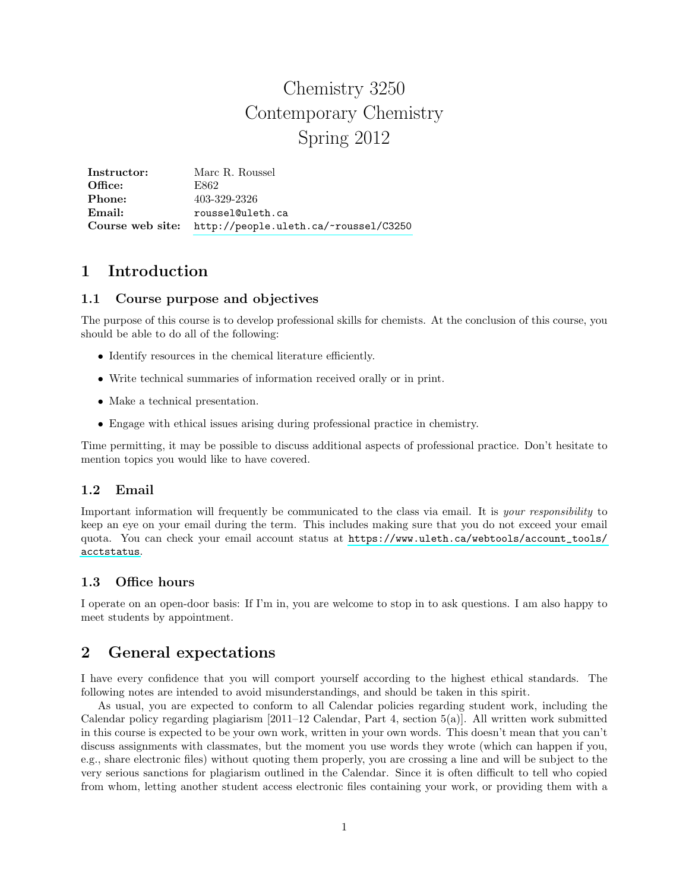# Chemistry 3250
# Contemporary Chemistry
# Spring 2012

| | |
|---|---|
| **Instructor:** | Marc R. Roussel |
| **Office:** | E862 |
| **Phone:** | 403-329-2326 |
| **Email:** | roussel@uleth.ca |
| **Course web site:** | http://people.uleth.ca/~roussel/C3250 |

## 1 Introduction

### 1.1 Course purpose and objectives

The purpose of this course is to develop professional skills for chemists. At the conclusion of this course, you should be able to do all of the following:

- Identify resources in the chemical literature efficiently.
- Write technical summaries of information received orally or in print.
- Make a technical presentation.
- Engage with ethical issues arising during professional practice in chemistry.

Time permitting, it may be possible to discuss additional aspects of professional practice. Don't hesitate to mention topics you would like to have covered.

### 1.2 Email

Important information will frequently be communicated to the class via email. It is *your responsibility* to keep an eye on your email during the term. This includes making sure that you do not exceed your email quota. You can check your email account status at https://www.uleth.ca/webtools/account_tools/acctstatus.

### 1.3 Office hours

I operate on an open-door basis: If I'm in, you are welcome to stop in to ask questions. I am also happy to meet students by appointment.

## 2 General expectations

I have every confidence that you will comport yourself according to the highest ethical standards. The following notes are intended to avoid misunderstandings, and should be taken in this spirit.

As usual, you are expected to conform to all Calendar policies regarding student work, including the Calendar policy regarding plagiarism [2011–12 Calendar, Part 4, section 5(a)]. All written work submitted in this course is expected to be your own work, written in your own words. This doesn't mean that you can't discuss assignments with classmates, but the moment you use words they wrote (which can happen if you, e.g., share electronic files) without quoting them properly, you are crossing a line and will be subject to the very serious sanctions for plagiarism outlined in the Calendar. Since it is often difficult to tell who copied from whom, letting another student access electronic files containing your work, or providing them with a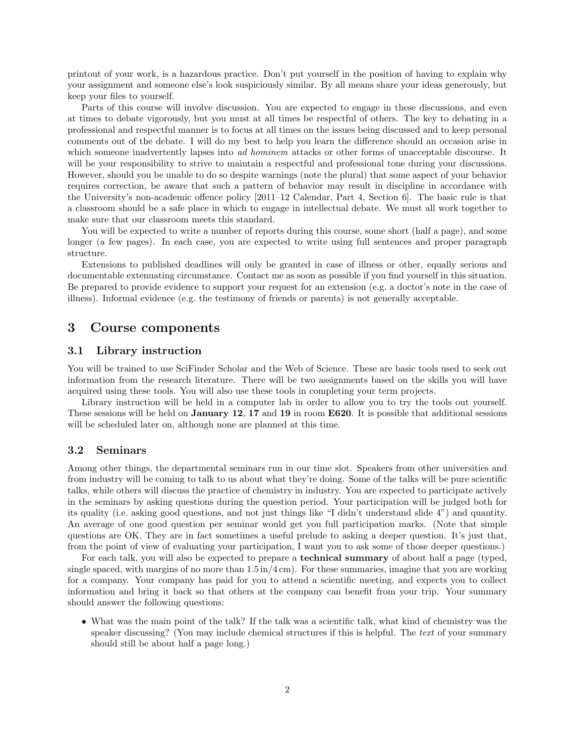printout of your work, is a hazardous practice. Don't put yourself in the position of having to explain why your assignment and someone else's look suspiciously similar. By all means share your ideas generously, but keep your files to yourself.

Parts of this course will involve discussion. You are expected to engage in these discussions, and even at times to debate vigorously, but you must at all times be respectful of others. The key to debating in a professional and respectful manner is to focus at all times on the issues being discussed and to keep personal comments out of the debate. I will do my best to help you learn the difference should an occasion arise in which someone inadvertently lapses into *ad hominem* attacks or other forms of unacceptable discourse. It will be your responsibility to strive to maintain a respectful and professional tone during your discussions. However, should you be unable to do so despite warnings (note the plural) that some aspect of your behavior requires correction, be aware that such a pattern of behavior may result in discipline in accordance with the University's non-academic offence policy [2011–12 Calendar, Part 4, Section 6]. The basic rule is that a classroom should be a safe place in which to engage in intellectual debate. We must all work together to make sure that our classroom meets this standard.

You will be expected to write a number of reports during this course, some short (half a page), and some longer (a few pages). In each case, you are expected to write using full sentences and proper paragraph structure.

Extensions to published deadlines will only be granted in case of illness or other, equally serious and documentable extenuating circumstance. Contact me as soon as possible if you find yourself in this situation. Be prepared to provide evidence to support your request for an extension (e.g. a doctor's note in the case of illness). Informal evidence (e.g. the testimony of friends or parents) is not generally acceptable.

## 3 Course components

### 3.1 Library instruction

You will be trained to use SciFinder Scholar and the Web of Science. These are basic tools used to seek out information from the research literature. There will be two assignments based on the skills you will have acquired using these tools. You will also use these tools in completing your term projects.

Library instruction will be held in a computer lab in order to allow you to try the tools out yourself. These sessions will be held on **January 12**, **17** and **19** in room **E620**. It is possible that additional sessions will be scheduled later on, although none are planned at this time.

### 3.2 Seminars

Among other things, the departmental seminars run in our time slot. Speakers from other universities and from industry will be coming to talk to us about what they're doing. Some of the talks will be pure scientific talks, while others will discuss the practice of chemistry in industry. You are expected to participate actively in the seminars by asking questions during the question period. Your participation will be judged both for its quality (i.e. asking good questions, and not just things like "I didn't understand slide 4") and quantity. An average of one good question per seminar would get you full participation marks. (Note that simple questions are OK. They are in fact sometimes a useful prelude to asking a deeper question. It's just that, from the point of view of evaluating your participation, I want you to ask some of those deeper questions.)

For each talk, you will also be expected to prepare a **technical summary** of about half a page (typed, single spaced, with margins of no more than 1.5 in/4 cm). For these summaries, imagine that you are working for a company. Your company has paid for you to attend a scientific meeting, and expects you to collect information and bring it back so that others at the company can benefit from your trip. Your summary should answer the following questions:

- What was the main point of the talk? If the talk was a scientific talk, what kind of chemistry was the speaker discussing? (You may include chemical structures if this is helpful. The *text* of your summary should still be about half a page long.)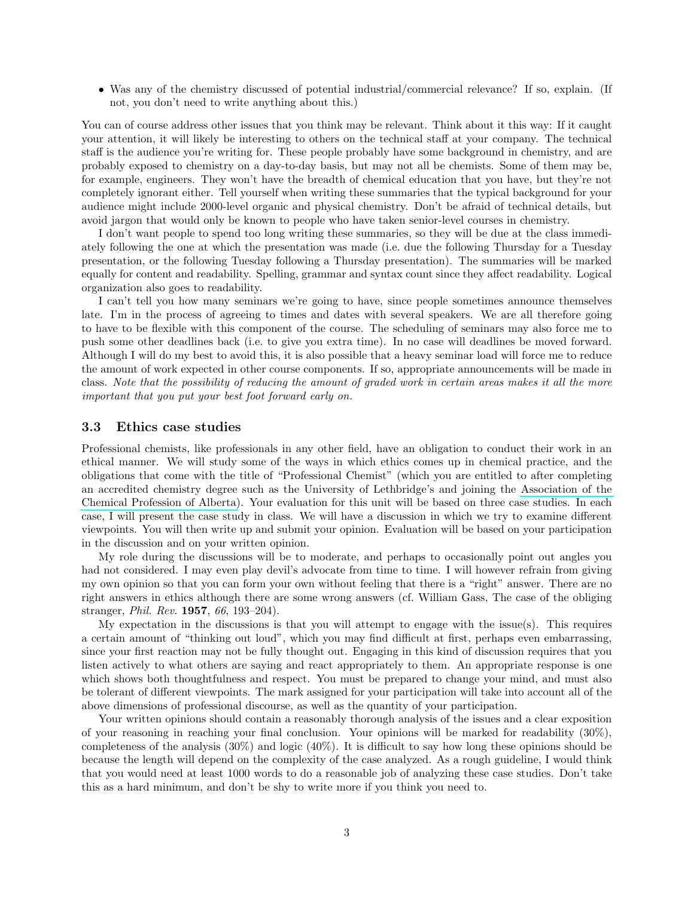- Was any of the chemistry discussed of potential industrial/commercial relevance? If so, explain. (If not, you don't need to write anything about this.)

You can of course address other issues that you think may be relevant. Think about it this way: If it caught your attention, it will likely be interesting to others on the technical staff at your company. The technical staff is the audience you're writing for. These people probably have some background in chemistry, and are probably exposed to chemistry on a day-to-day basis, but may not all be chemists. Some of them may be, for example, engineers. They won't have the breadth of chemical education that you have, but they're not completely ignorant either. Tell yourself when writing these summaries that the typical background for your audience might include 2000-level organic and physical chemistry. Don't be afraid of technical details, but avoid jargon that would only be known to people who have taken senior-level courses in chemistry.

I don't want people to spend too long writing these summaries, so they will be due at the class immediately following the one at which the presentation was made (i.e. due the following Thursday for a Tuesday presentation, or the following Tuesday following a Thursday presentation). The summaries will be marked equally for content and readability. Spelling, grammar and syntax count since they affect readability. Logical organization also goes to readability.

I can't tell you how many seminars we're going to have, since people sometimes announce themselves late. I'm in the process of agreeing to times and dates with several speakers. We are all therefore going to have to be flexible with this component of the course. The scheduling of seminars may also force me to push some other deadlines back (i.e. to give you extra time). In no case will deadlines be moved forward. Although I will do my best to avoid this, it is also possible that a heavy seminar load will force me to reduce the amount of work expected in other course components. If so, appropriate announcements will be made in class. *Note that the possibility of reducing the amount of graded work in certain areas makes it all the more important that you put your best foot forward early on.*

### 3.3 Ethics case studies

Professional chemists, like professionals in any other field, have an obligation to conduct their work in an ethical manner. We will study some of the ways in which ethics comes up in chemical practice, and the obligations that come with the title of "Professional Chemist" (which you are entitled to after completing an accredited chemistry degree such as the University of Lethbridge's and joining the Association of the Chemical Profession of Alberta). Your evaluation for this unit will be based on three case studies. In each case, I will present the case study in class. We will have a discussion in which we try to examine different viewpoints. You will then write up and submit your opinion. Evaluation will be based on your participation in the discussion and on your written opinion.

My role during the discussions will be to moderate, and perhaps to occasionally point out angles you had not considered. I may even play devil's advocate from time to time. I will however refrain from giving my own opinion so that you can form your own without feeling that there is a "right" answer. There are no right answers in ethics although there are some wrong answers (cf. William Gass, The case of the obliging stranger, *Phil. Rev.* **1957**, *66*, 193–204).

My expectation in the discussions is that you will attempt to engage with the issue(s). This requires a certain amount of "thinking out loud", which you may find difficult at first, perhaps even embarrassing, since your first reaction may not be fully thought out. Engaging in this kind of discussion requires that you listen actively to what others are saying and react appropriately to them. An appropriate response is one which shows both thoughtfulness and respect. You must be prepared to change your mind, and must also be tolerant of different viewpoints. The mark assigned for your participation will take into account all of the above dimensions of professional discourse, as well as the quantity of your participation.

Your written opinions should contain a reasonably thorough analysis of the issues and a clear exposition of your reasoning in reaching your final conclusion. Your opinions will be marked for readability (30%), completeness of the analysis (30%) and logic (40%). It is difficult to say how long these opinions should be because the length will depend on the complexity of the case analyzed. As a rough guideline, I would think that you would need at least 1000 words to do a reasonable job of analyzing these case studies. Don't take this as a hard minimum, and don't be shy to write more if you think you need to.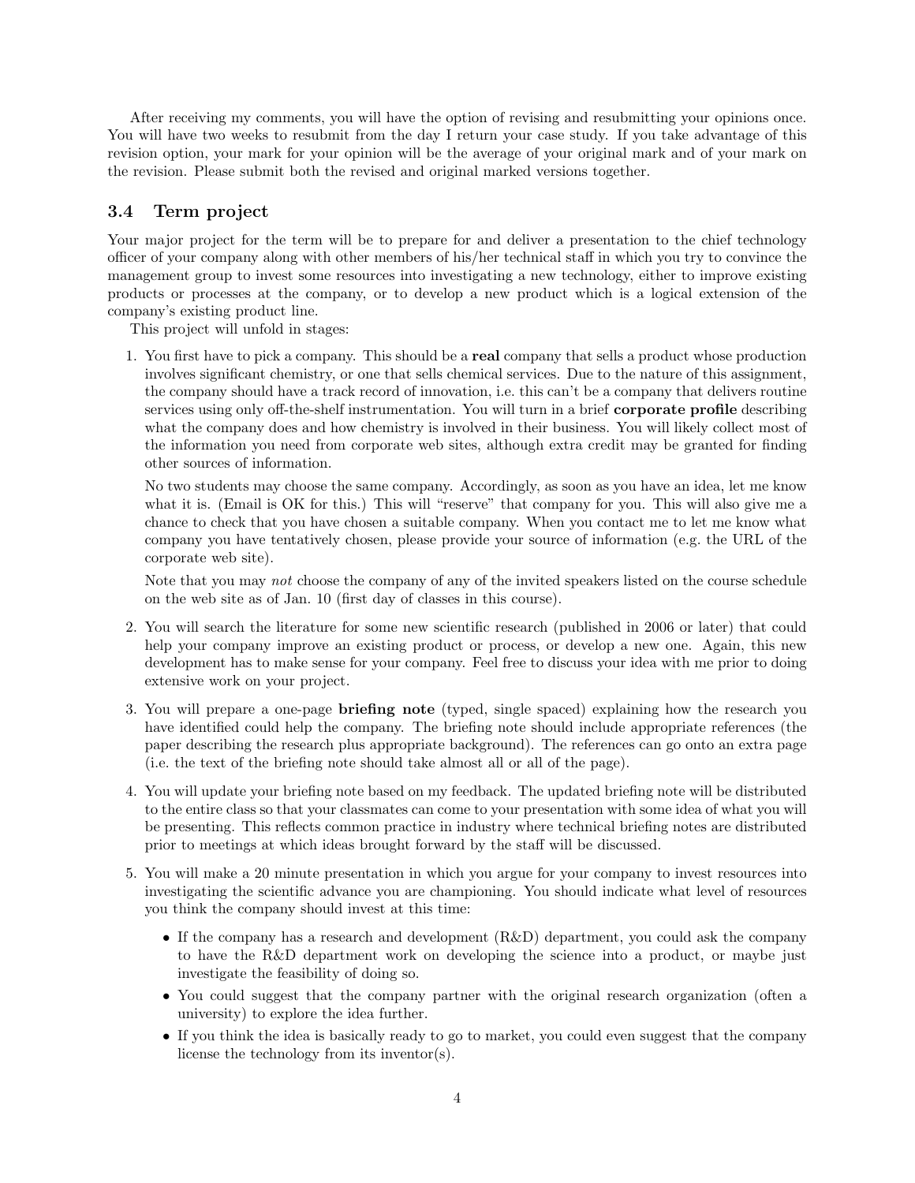After receiving my comments, you will have the option of revising and resubmitting your opinions once. You will have two weeks to resubmit from the day I return your case study. If you take advantage of this revision option, your mark for your opinion will be the average of your original mark and of your mark on the revision. Please submit both the revised and original marked versions together.

### 3.4 Term project

Your major project for the term will be to prepare for and deliver a presentation to the chief technology officer of your company along with other members of his/her technical staff in which you try to convince the management group to invest some resources into investigating a new technology, either to improve existing products or processes at the company, or to develop a new product which is a logical extension of the company's existing product line.

This project will unfold in stages:

1. You first have to pick a company. This should be a **real** company that sells a product whose production involves significant chemistry, or one that sells chemical services. Due to the nature of this assignment, the company should have a track record of innovation, i.e. this can't be a company that delivers routine services using only off-the-shelf instrumentation. You will turn in a brief **corporate profile** describing what the company does and how chemistry is involved in their business. You will likely collect most of the information you need from corporate web sites, although extra credit may be granted for finding other sources of information.

   No two students may choose the same company. Accordingly, as soon as you have an idea, let me know what it is. (Email is OK for this.) This will "reserve" that company for you. This will also give me a chance to check that you have chosen a suitable company. When you contact me to let me know what company you have tentatively chosen, please provide your source of information (e.g. the URL of the corporate web site).

   Note that you may *not* choose the company of any of the invited speakers listed on the course schedule on the web site as of Jan. 10 (first day of classes in this course).

2. You will search the literature for some new scientific research (published in 2006 or later) that could help your company improve an existing product or process, or develop a new one. Again, this new development has to make sense for your company. Feel free to discuss your idea with me prior to doing extensive work on your project.

3. You will prepare a one-page **briefing note** (typed, single spaced) explaining how the research you have identified could help the company. The briefing note should include appropriate references (the paper describing the research plus appropriate background). The references can go onto an extra page (i.e. the text of the briefing note should take almost all or all of the page).

4. You will update your briefing note based on my feedback. The updated briefing note will be distributed to the entire class so that your classmates can come to your presentation with some idea of what you will be presenting. This reflects common practice in industry where technical briefing notes are distributed prior to meetings at which ideas brought forward by the staff will be discussed.

5. You will make a 20 minute presentation in which you argue for your company to invest resources into investigating the scientific advance you are championing. You should indicate what level of resources you think the company should invest at this time:

   - If the company has a research and development (R&D) department, you could ask the company to have the R&D department work on developing the science into a product, or maybe just investigate the feasibility of doing so.
   - You could suggest that the company partner with the original research organization (often a university) to explore the idea further.
   - If you think the idea is basically ready to go to market, you could even suggest that the company license the technology from its inventor(s).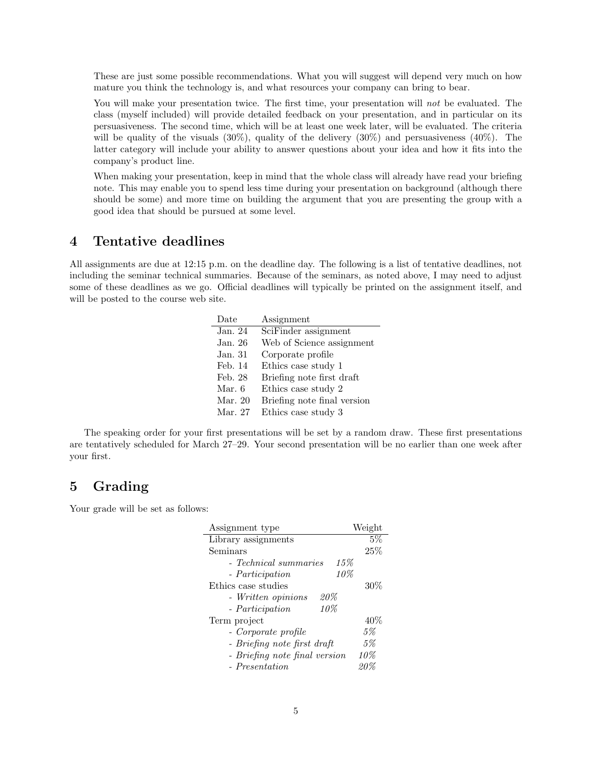These are just some possible recommendations. What you will suggest will depend very much on how mature you think the technology is, and what resources your company can bring to bear.

You will make your presentation twice. The first time, your presentation will *not* be evaluated. The class (myself included) will provide detailed feedback on your presentation, and in particular on its persuasiveness. The second time, which will be at least one week later, will be evaluated. The criteria will be quality of the visuals (30%), quality of the delivery (30%) and persuasiveness (40%). The latter category will include your ability to answer questions about your idea and how it fits into the company's product line.

When making your presentation, keep in mind that the whole class will already have read your briefing note. This may enable you to spend less time during your presentation on background (although there should be some) and more time on building the argument that you are presenting the group with a good idea that should be pursued at some level.

## 4 Tentative deadlines

All assignments are due at 12:15 p.m. on the deadline day. The following is a list of tentative deadlines, not including the seminar technical summaries. Because of the seminars, as noted above, I may need to adjust some of these deadlines as we go. Official deadlines will typically be printed on the assignment itself, and will be posted to the course web site.

| Date | Assignment |
|---|---|
| Jan. 24 | SciFinder assignment |
| Jan. 26 | Web of Science assignment |
| Jan. 31 | Corporate profile |
| Feb. 14 | Ethics case study 1 |
| Feb. 28 | Briefing note first draft |
| Mar. 6 | Ethics case study 2 |
| Mar. 20 | Briefing note final version |
| Mar. 27 | Ethics case study 3 |

The speaking order for your first presentations will be set by a random draw. These first presentations are tentatively scheduled for March 27–29. Your second presentation will be no earlier than one week after your first.

## 5 Grading

Your grade will be set as follows:

| Assignment type | | Weight |
|---|---|---|
| Library assignments | | 5% |
| Seminars | | 25% |
| - *Technical summaries* | *15%* | |
| - *Participation* | *10%* | |
| Ethics case studies | | 30% |
| - *Written opinions* | *20%* | |
| - *Participation* | *10%* | |
| Term project | | 40% |
| - *Corporate profile* | *5%* | |
| - *Briefing note first draft* | *5%* | |
| - *Briefing note final version* | *10%* | |
| - *Presentation* | *20%* | |